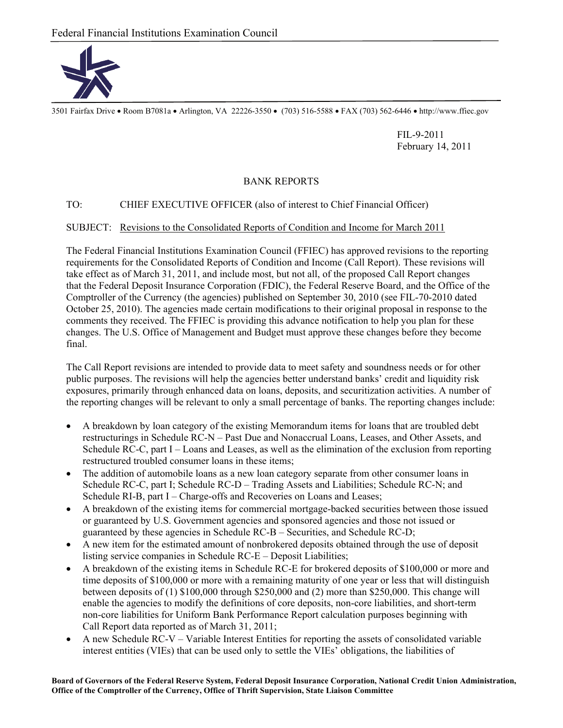Federal Financial Institutions Examination Council

3501 Fairfax Drive • Room B7081a • Arlington, VA 22226-3550 • (703) 516-5588 • FAX (703) 562-6446 • http://www.ffiec.gov

FIL-9-2011
February 14, 2011

BANK REPORTS

TO: CHIEF EXECUTIVE OFFICER (also of interest to Chief Financial Officer)

SUBJECT: Revisions to the Consolidated Reports of Condition and Income for March 2011

The Federal Financial Institutions Examination Council (FFIEC) has approved revisions to the reporting requirements for the Consolidated Reports of Condition and Income (Call Report). These revisions will take effect as of March 31, 2011, and include most, but not all, of the proposed Call Report changes that the Federal Deposit Insurance Corporation (FDIC), the Federal Reserve Board, and the Office of the Comptroller of the Currency (the agencies) published on September 30, 2010 (see FIL-70-2010 dated October 25, 2010). The agencies made certain modifications to their original proposal in response to the comments they received. The FFIEC is providing this advance notification to help you plan for these changes. The U.S. Office of Management and Budget must approve these changes before they become final.

The Call Report revisions are intended to provide data to meet safety and soundness needs or for other public purposes. The revisions will help the agencies better understand banks' credit and liquidity risk exposures, primarily through enhanced data on loans, deposits, and securitization activities. A number of the reporting changes will be relevant to only a small percentage of banks. The reporting changes include:

- A breakdown by loan category of the existing Memorandum items for loans that are troubled debt restructurings in Schedule RC-N – Past Due and Nonaccrual Loans, Leases, and Other Assets, and Schedule RC-C, part I – Loans and Leases, as well as the elimination of the exclusion from reporting restructured troubled consumer loans in these items;
- The addition of automobile loans as a new loan category separate from other consumer loans in Schedule RC-C, part I; Schedule RC-D – Trading Assets and Liabilities; Schedule RC-N; and Schedule RI-B, part I – Charge-offs and Recoveries on Loans and Leases;
- A breakdown of the existing items for commercial mortgage-backed securities between those issued or guaranteed by U.S. Government agencies and sponsored agencies and those not issued or guaranteed by these agencies in Schedule RC-B – Securities, and Schedule RC-D;
- A new item for the estimated amount of nonbrokered deposits obtained through the use of deposit listing service companies in Schedule RC-E – Deposit Liabilities;
- A breakdown of the existing items in Schedule RC-E for brokered deposits of $100,000 or more and time deposits of $100,000 or more with a remaining maturity of one year or less that will distinguish between deposits of (1) $100,000 through $250,000 and (2) more than $250,000. This change will enable the agencies to modify the definitions of core deposits, non-core liabilities, and short-term non-core liabilities for Uniform Bank Performance Report calculation purposes beginning with Call Report data reported as of March 31, 2011;
- A new Schedule RC-V – Variable Interest Entities for reporting the assets of consolidated variable interest entities (VIEs) that can be used only to settle the VIEs' obligations, the liabilities of

**Board of Governors of the Federal Reserve System, Federal Deposit Insurance Corporation, National Credit Union Administration, Office of the Comptroller of the Currency, Office of Thrift Supervision, State Liaison Committee**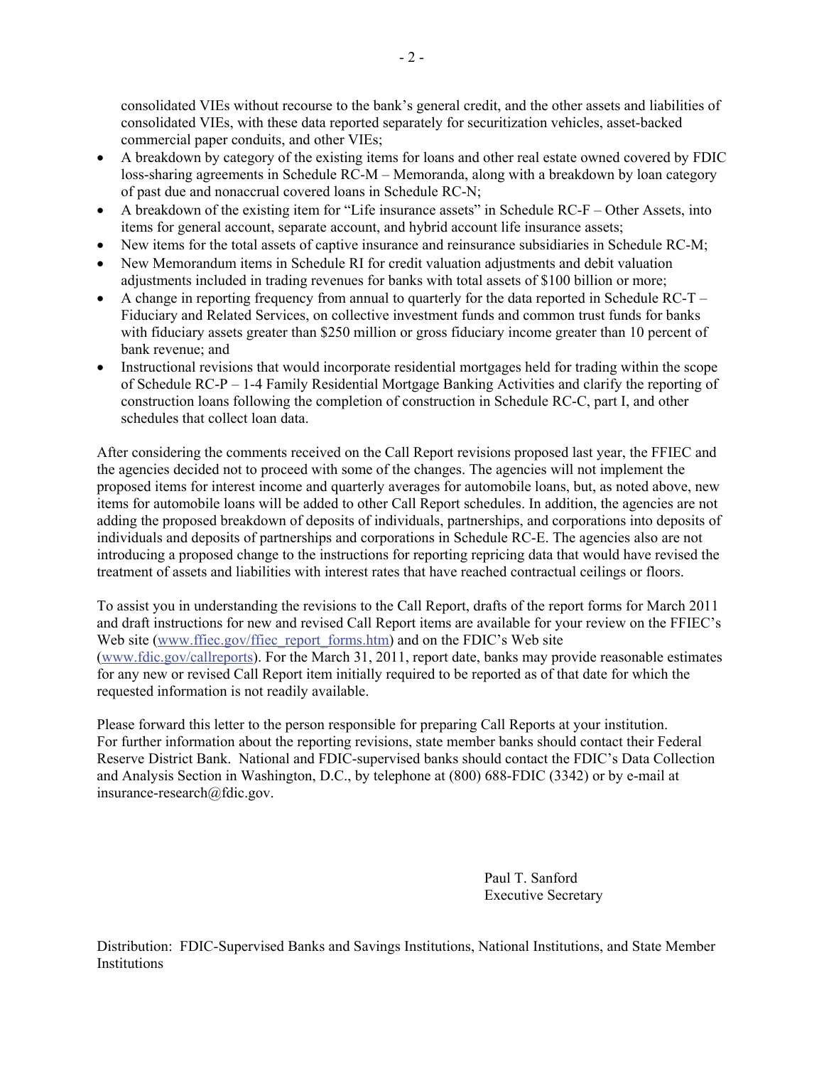consolidated VIEs without recourse to the bank's general credit, and the other assets and liabilities of consolidated VIEs, with these data reported separately for securitization vehicles, asset-backed commercial paper conduits, and other VIEs;

- A breakdown by category of the existing items for loans and other real estate owned covered by FDIC loss-sharing agreements in Schedule RC-M – Memoranda, along with a breakdown by loan category of past due and nonaccrual covered loans in Schedule RC-N;
- A breakdown of the existing item for "Life insurance assets" in Schedule RC-F – Other Assets, into items for general account, separate account, and hybrid account life insurance assets;
- New items for the total assets of captive insurance and reinsurance subsidiaries in Schedule RC-M;
- New Memorandum items in Schedule RI for credit valuation adjustments and debit valuation adjustments included in trading revenues for banks with total assets of $100 billion or more;
- A change in reporting frequency from annual to quarterly for the data reported in Schedule RC-T – Fiduciary and Related Services, on collective investment funds and common trust funds for banks with fiduciary assets greater than $250 million or gross fiduciary income greater than 10 percent of bank revenue; and
- Instructional revisions that would incorporate residential mortgages held for trading within the scope of Schedule RC-P – 1-4 Family Residential Mortgage Banking Activities and clarify the reporting of construction loans following the completion of construction in Schedule RC-C, part I, and other schedules that collect loan data.

After considering the comments received on the Call Report revisions proposed last year, the FFIEC and the agencies decided not to proceed with some of the changes. The agencies will not implement the proposed items for interest income and quarterly averages for automobile loans, but, as noted above, new items for automobile loans will be added to other Call Report schedules. In addition, the agencies are not adding the proposed breakdown of deposits of individuals, partnerships, and corporations into deposits of individuals and deposits of partnerships and corporations in Schedule RC-E. The agencies also are not introducing a proposed change to the instructions for reporting repricing data that would have revised the treatment of assets and liabilities with interest rates that have reached contractual ceilings or floors.

To assist you in understanding the revisions to the Call Report, drafts of the report forms for March 2011 and draft instructions for new and revised Call Report items are available for your review on the FFIEC's Web site (www.ffiec.gov/ffiec_report_forms.htm) and on the FDIC's Web site (www.fdic.gov/callreports). For the March 31, 2011, report date, banks may provide reasonable estimates for any new or revised Call Report item initially required to be reported as of that date for which the requested information is not readily available.

Please forward this letter to the person responsible for preparing Call Reports at your institution. For further information about the reporting revisions, state member banks should contact their Federal Reserve District Bank. National and FDIC-supervised banks should contact the FDIC's Data Collection and Analysis Section in Washington, D.C., by telephone at (800) 688-FDIC (3342) or by e-mail at insurance-research@fdic.gov.

Paul T. Sanford
Executive Secretary

Distribution: FDIC-Supervised Banks and Savings Institutions, National Institutions, and State Member Institutions